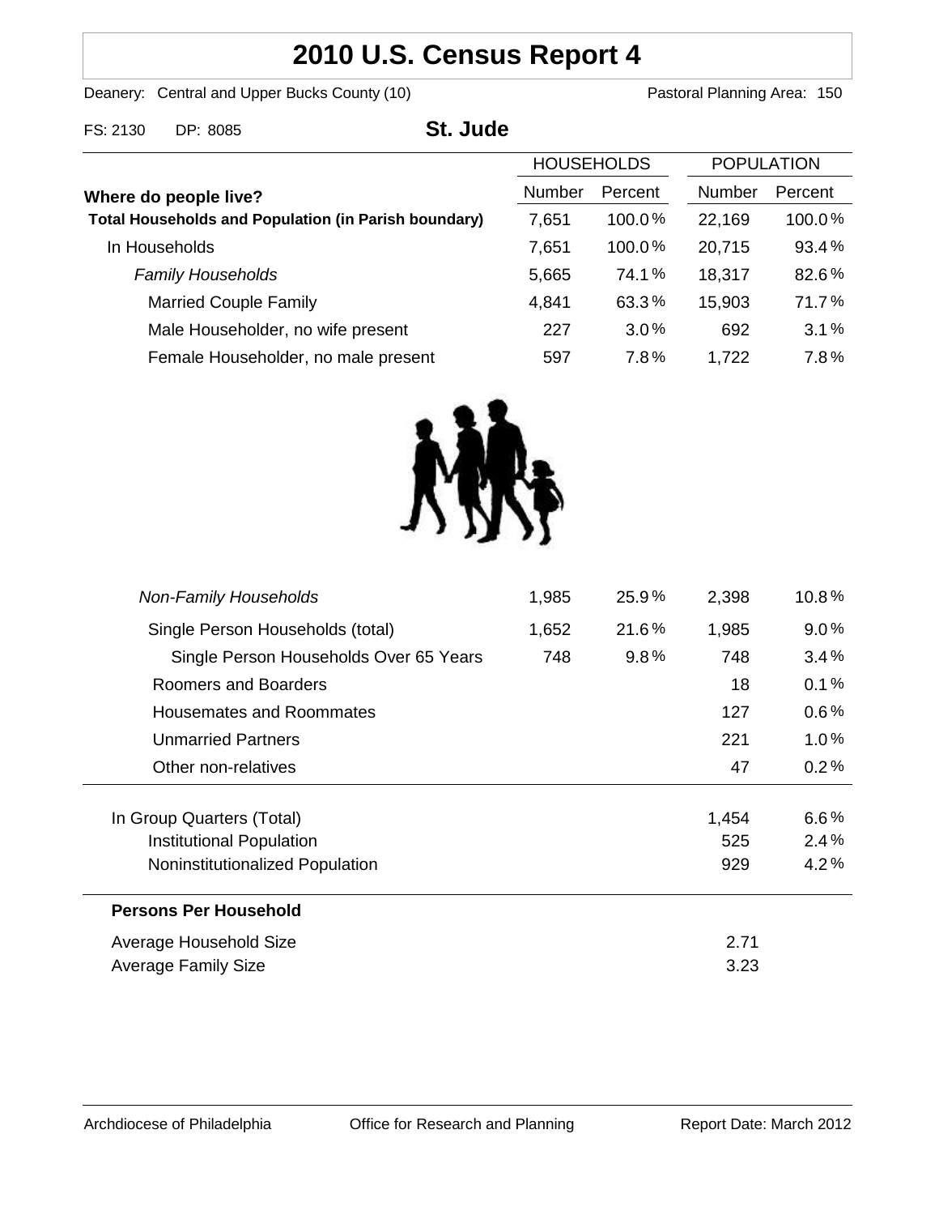# 2010 U.S. Census Report 4

Deanery: Central and Upper Bucks County (10)    Pastoral Planning Area: 150

FS: 2130    DP: 8085

## St. Jude

| Where do people live? | HOUSEHOLDS Number | HOUSEHOLDS Percent | POPULATION Number | POPULATION Percent |
|---|---|---|---|---|
| **Total Households and Population (in Parish boundary)** | 7,651 | 100.0% | 22,169 | 100.0% |
| In Households | 7,651 | 100.0% | 20,715 | 93.4% |
| *Family Households* | 5,665 | 74.1% | 18,317 | 82.6% |
| Married Couple Family | 4,841 | 63.3% | 15,903 | 71.7% |
| Male Householder, no wife present | 227 | 3.0% | 692 | 3.1% |
| Female Householder, no male present | 597 | 7.8% | 1,722 | 7.8% |
| *Non-Family Households* | 1,985 | 25.9% | 2,398 | 10.8% |
| Single Person Households (total) | 1,652 | 21.6% | 1,985 | 9.0% |
| Single Person Households Over 65 Years | 748 | 9.8% | 748 | 3.4% |
| Roomers and Boarders | | | 18 | 0.1% |
| Housemates and Roommates | | | 127 | 0.6% |
| Unmarried Partners | | | 221 | 1.0% |
| Other non-relatives | | | 47 | 0.2% |
| In Group Quarters (Total) | | | 1,454 | 6.6% |
| Institutional Population | | | 525 | 2.4% |
| Noninstitutionalized Population | | | 929 | 4.2% |

**Persons Per Household**

| | |
|---|---|
| Average Household Size | 2.71 |
| Average Family Size | 3.23 |

Archdiocese of Philadelphia    Office for Research and Planning    Report Date: March 2012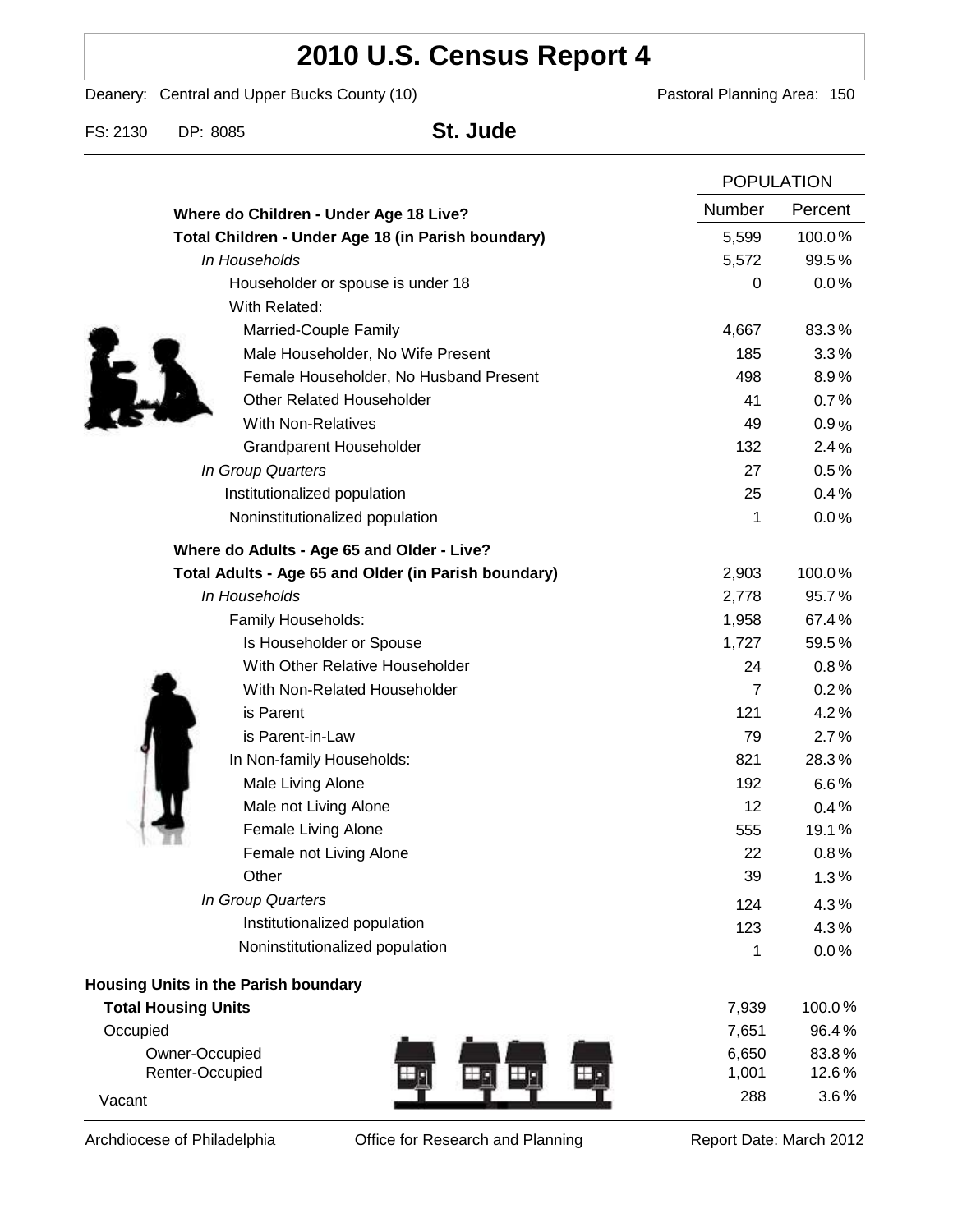# 2010 U.S. Census Report 4

Deanery: Central and Upper Bucks County (10) | Pastoral Planning Area: 150

FS: 2130 DP: 8085 **St. Jude**

| | POPULATION | |
|---|---|---|
| **Where do Children - Under Age 18 Live?** | Number | Percent |
| **Total Children - Under Age 18 (in Parish boundary)** | 5,599 | 100.0% |
| *In Households* | 5,572 | 99.5% |
| Householder or spouse is under 18 | 0 | 0.0% |
| With Related: | | |
| Married-Couple Family | 4,667 | 83.3% |
| Male Householder, No Wife Present | 185 | 3.3% |
| Female Householder, No Husband Present | 498 | 8.9% |
| Other Related Householder | 41 | 0.7% |
| With Non-Relatives | 49 | 0.9% |
| Grandparent Householder | 132 | 2.4% |
| *In Group Quarters* | 27 | 0.5% |
| Institutionalized population | 25 | 0.4% |
| Noninstitutionalized population | 1 | 0.0% |
| **Where do Adults - Age 65 and Older - Live?** | | |
| **Total Adults - Age 65 and Older (in Parish boundary)** | 2,903 | 100.0% |
| *In Households* | 2,778 | 95.7% |
| Family Households: | 1,958 | 67.4% |
| Is Householder or Spouse | 1,727 | 59.5% |
| With Other Relative Householder | 24 | 0.8% |
| With Non-Related Householder | 7 | 0.2% |
| is Parent | 121 | 4.2% |
| is Parent-in-Law | 79 | 2.7% |
| In Non-family Households: | 821 | 28.3% |
| Male Living Alone | 192 | 6.6% |
| Male not Living Alone | 12 | 0.4% |
| Female Living Alone | 555 | 19.1% |
| Female not Living Alone | 22 | 0.8% |
| Other | 39 | 1.3% |
| *In Group Quarters* | 124 | 4.3% |
| Institutionalized population | 123 | 4.3% |
| Noninstitutionalized population | 1 | 0.0% |

| **Housing Units in the Parish boundary** | | |
|---|---|---|
| **Total Housing Units** | 7,939 | 100.0% |
| Occupied | 7,651 | 96.4% |
| Owner-Occupied | 6,650 | 83.8% |
| Renter-Occupied | 1,001 | 12.6% |
| Vacant | 288 | 3.6% |

Archdiocese of Philadelphia | Office for Research and Planning | Report Date: March 2012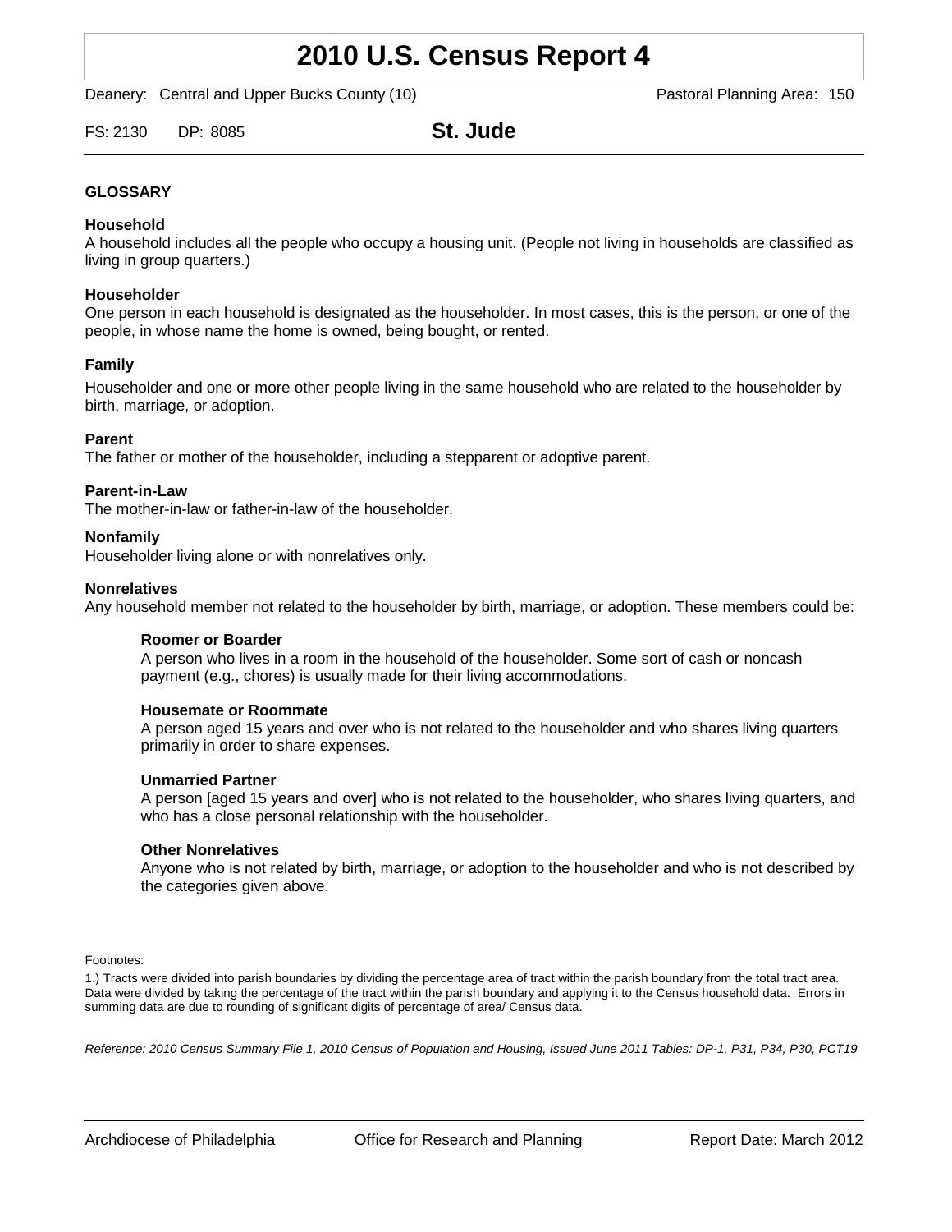# 2010 U.S. Census Report 4

Deanery: Central and Upper Bucks County (10) Pastoral Planning Area: 150

FS: 2130 DP: 8085 **St. Jude**

**GLOSSARY**

**Household**
A household includes all the people who occupy a housing unit. (People not living in households are classified as living in group quarters.)

**Householder**
One person in each household is designated as the householder. In most cases, this is the person, or one of the people, in whose name the home is owned, being bought, or rented.

**Family**

Householder and one or more other people living in the same household who are related to the householder by birth, marriage, or adoption.

**Parent**
The father or mother of the householder, including a stepparent or adoptive parent.

**Parent-in-Law**
The mother-in-law or father-in-law of the householder.

**Nonfamily**
Householder living alone or with nonrelatives only.

**Nonrelatives**
Any household member not related to the householder by birth, marriage, or adoption. These members could be:

> **Roomer or Boarder**
> A person who lives in a room in the household of the householder. Some sort of cash or noncash payment (e.g., chores) is usually made for their living accommodations.
>
> **Housemate or Roommate**
> A person aged 15 years and over who is not related to the householder and who shares living quarters primarily in order to share expenses.
>
> **Unmarried Partner**
> A person [aged 15 years and over] who is not related to the householder, who shares living quarters, and who has a close personal relationship with the householder.
>
> **Other Nonrelatives**
> Anyone who is not related by birth, marriage, or adoption to the householder and who is not described by the categories given above.

Footnotes:

1.) Tracts were divided into parish boundaries by dividing the percentage area of tract within the parish boundary from the total tract area. Data were divided by taking the percentage of the tract within the parish boundary and applying it to the Census household data. Errors in summing data are due to rounding of significant digits of percentage of area/ Census data.

*Reference: 2010 Census Summary File 1, 2010 Census of Population and Housing, Issued June 2011 Tables: DP-1, P31, P34, P30, PCT19*

Archdiocese of Philadelphia Office for Research and Planning Report Date: March 2012